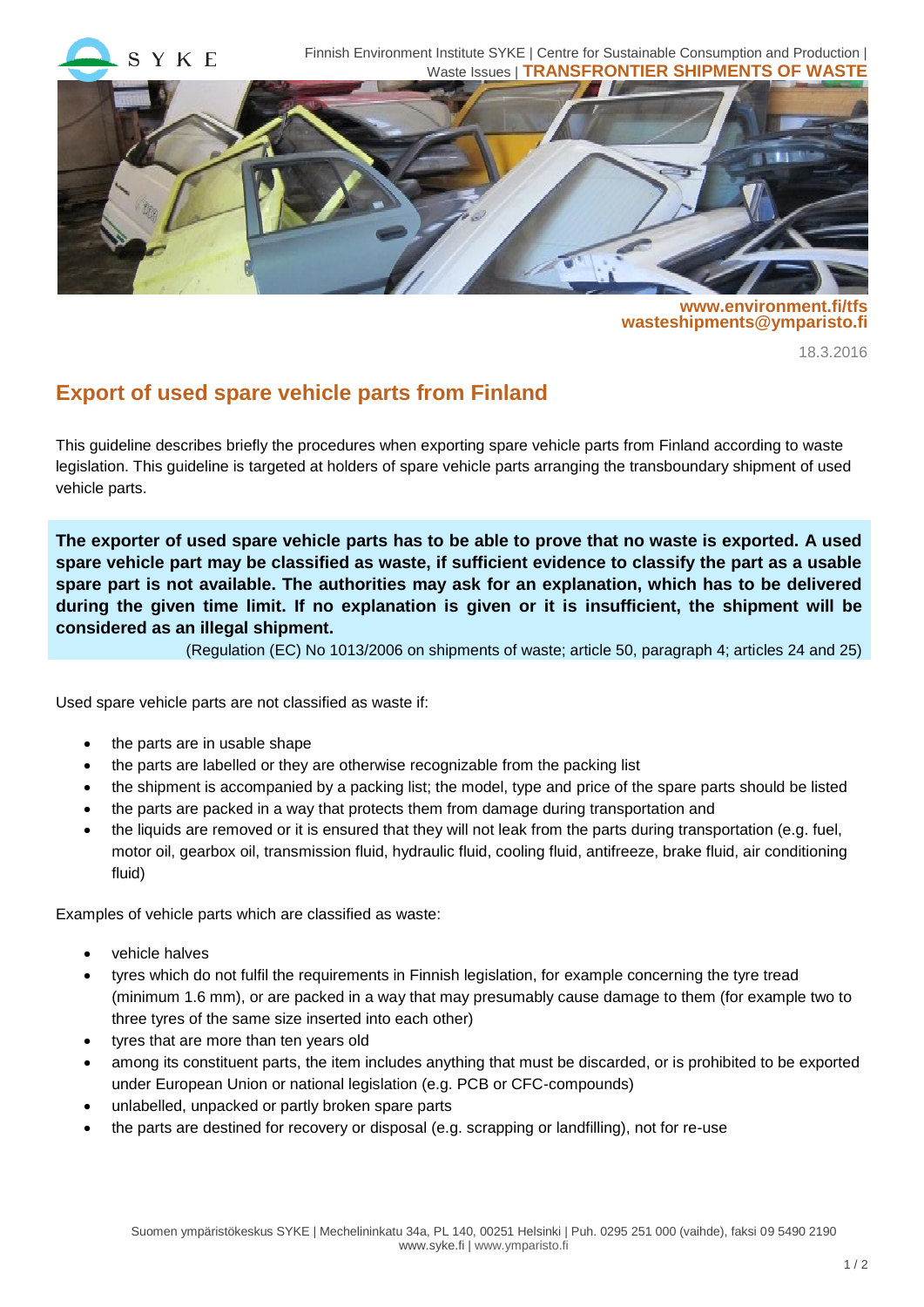Finnish Environment Institute SYKE | Centre for Sustainable Consumption and Production | Waste Issues | **TRANSFRONTIER SHIPMENTS OF WASTE**

**www.environment.fi/tfs**
**wasteshipments@ymparisto.fi**

18.3.2016

# Export of used spare vehicle parts from Finland

This guideline describes briefly the procedures when exporting spare vehicle parts from Finland according to waste legislation. This guideline is targeted at holders of spare vehicle parts arranging the transboundary shipment of used vehicle parts.

**The exporter of used spare vehicle parts has to be able to prove that no waste is exported. A used spare vehicle part may be classified as waste, if sufficient evidence to classify the part as a usable spare part is not available. The authorities may ask for an explanation, which has to be delivered during the given time limit. If no explanation is given or it is insufficient, the shipment will be considered as an illegal shipment.**

(Regulation (EC) No 1013/2006 on shipments of waste; article 50, paragraph 4; articles 24 and 25)

Used spare vehicle parts are not classified as waste if:

- the parts are in usable shape
- the parts are labelled or they are otherwise recognizable from the packing list
- the shipment is accompanied by a packing list; the model, type and price of the spare parts should be listed
- the parts are packed in a way that protects them from damage during transportation and
- the liquids are removed or it is ensured that they will not leak from the parts during transportation (e.g. fuel, motor oil, gearbox oil, transmission fluid, hydraulic fluid, cooling fluid, antifreeze, brake fluid, air conditioning fluid)

Examples of vehicle parts which are classified as waste:

- vehicle halves
- tyres which do not fulfil the requirements in Finnish legislation, for example concerning the tyre tread (minimum 1.6 mm), or are packed in a way that may presumably cause damage to them (for example two to three tyres of the same size inserted into each other)
- tyres that are more than ten years old
- among its constituent parts, the item includes anything that must be discarded, or is prohibited to be exported under European Union or national legislation (e.g. PCB or CFC-compounds)
- unlabelled, unpacked or partly broken spare parts
- the parts are destined for recovery or disposal (e.g. scrapping or landfilling), not for re-use

Suomen ympäristökeskus SYKE | Mechelininkatu 34a, PL 140, 00251 Helsinki | Puh. 0295 251 000 (vaihde), faksi 09 5490 2190
www.syke.fi | www.ymparisto.fi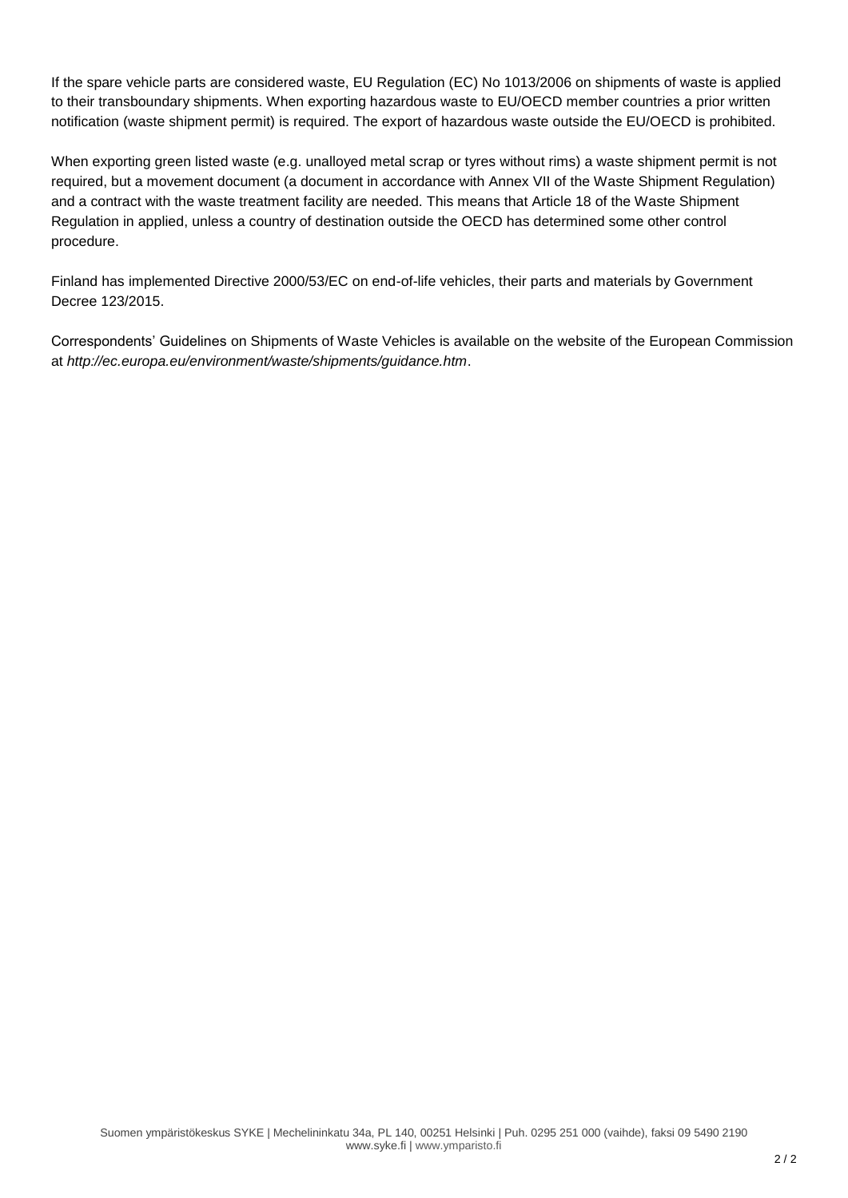If the spare vehicle parts are considered waste, EU Regulation (EC) No 1013/2006 on shipments of waste is applied to their transboundary shipments. When exporting hazardous waste to EU/OECD member countries a prior written notification (waste shipment permit) is required. The export of hazardous waste outside the EU/OECD is prohibited.

When exporting green listed waste (e.g. unalloyed metal scrap or tyres without rims) a waste shipment permit is not required, but a movement document (a document in accordance with Annex VII of the Waste Shipment Regulation) and a contract with the waste treatment facility are needed. This means that Article 18 of the Waste Shipment Regulation in applied, unless a country of destination outside the OECD has determined some other control procedure.

Finland has implemented Directive 2000/53/EC on end-of-life vehicles, their parts and materials by Government Decree 123/2015.

Correspondents' Guidelines on Shipments of Waste Vehicles is available on the website of the European Commission at *http://ec.europa.eu/environment/waste/shipments/guidance.htm*.